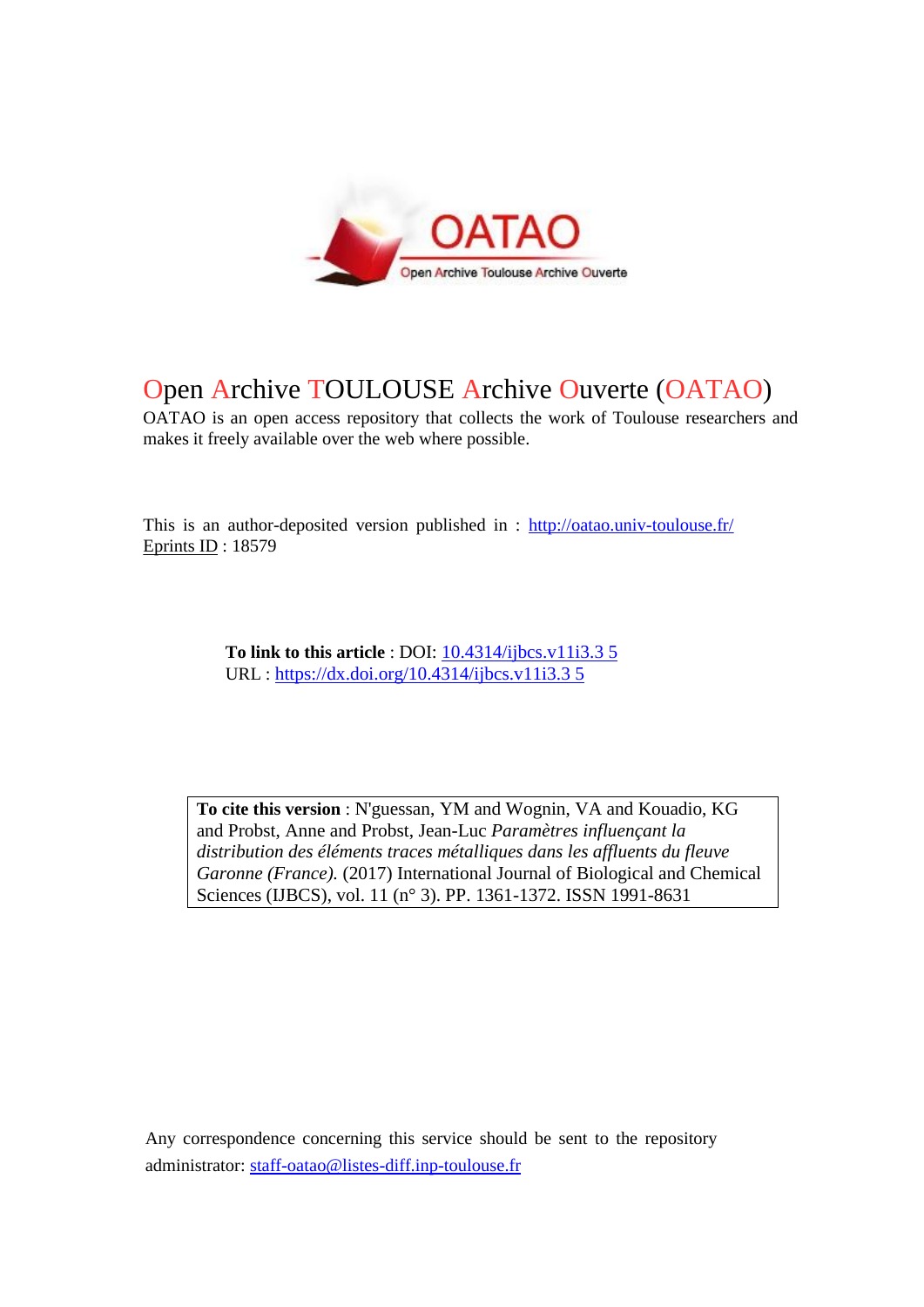# Open Archive TOULOUSE Archive Ouverte (OATAO)

OATAO is an open access repository that collects the work of Toulouse researchers and makes it freely available over the web where possible.

This is an author-deposited version published in : http://oatao.univ-toulouse.fr/
Eprints ID : 18579

**To link to this article** : DOI: 10.4314/ijbcs.v11i3.3 5
URL : https://dx.doi.org/10.4314/ijbcs.v11i3.3 5

**To cite this version** : N'guessan, YM and Wognin, VA and Kouadio, KG and Probst, Anne and Probst, Jean-Luc *Paramètres influençant la distribution des éléments traces métalliques dans les affluents du fleuve Garonne (France).* (2017) International Journal of Biological and Chemical Sciences (IJBCS), vol. 11 (n° 3). PP. 1361-1372. ISSN 1991-8631

Any correspondence concerning this service should be sent to the repository administrator: staff-oatao@listes-diff.inp-toulouse.fr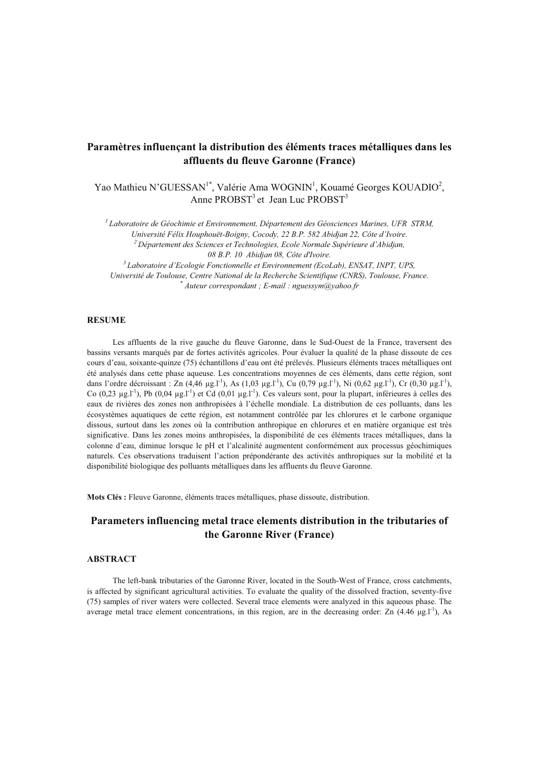# Paramètres influençant la distribution des éléments traces métalliques dans les affluents du fleuve Garonne (France)

Yao Mathieu N'GUESSAN[1*], Valérie Ama WOGNIN[1], Kouamé Georges KOUADIO[2], Anne PROBST[3] et Jean Luc PROBST[3]

*[1] Laboratoire de Géochimie et Environnement, Département des Géosciences Marines, UFR STRM, Université Félix Houphouët-Boigny, Cocody, 22 B.P. 582 Abidjan 22, Côte d'Ivoire.*
*[2] Département des Sciences et Technologies, Ecole Normale Supérieure d'Abidjan, 08 B.P. 10 Abidjan 08, Côte d'Ivoire.*
*[3] Laboratoire d'Ecologie Fonctionnelle et Environnement (EcoLab), ENSAT, INPT, UPS, Université de Toulouse, Centre National de la Recherche Scientifique (CNRS), Toulouse, France.*
*[*] Auteur correspondant ; E-mail : nguessym@yahoo.fr*

## RESUME

Les affluents de la rive gauche du fleuve Garonne, dans le Sud-Ouest de la France, traversent des bassins versants marqués par de fortes activités agricoles. Pour évaluer la qualité de la phase dissoute de ces cours d'eau, soixante-quinze (75) échantillons d'eau ont été prélevés. Plusieurs éléments traces métalliques ont été analysés dans cette phase aqueuse. Les concentrations moyennes de ces éléments, dans cette région, sont dans l'ordre décroissant : Zn (4,46 $\mu g.l^{-1}$), As (1,03 $\mu g.l^{-1}$), Cu (0,79 $\mu g.l^{-1}$), Ni (0,62 $\mu g.l^{-1}$), Cr (0,30 $\mu g.l^{-1}$), Co (0,23 $\mu g.l^{-1}$), Pb (0,04 $\mu g.l^{-1}$) et Cd (0,01 $\mu g.l^{-1}$). Ces valeurs sont, pour la plupart, inférieures à celles des eaux de rivières des zones non anthropisées à l'échelle mondiale. La distribution de ces polluants, dans les écosystèmes aquatiques de cette région, est notamment contrôlée par les chlorures et le carbone organique dissous, surtout dans les zones où la contribution anthropique en chlorures et en matière organique est très significative. Dans les zones moins anthropisées, la disponibilité de ces éléments traces métalliques, dans la colonne d'eau, diminue lorsque le pH et l'alcalinité augmentent conformément aux processus géochimiques naturels. Ces observations traduisent l'action prépondérante des activités anthropiques sur la mobilité et la disponibilité biologique des polluants métalliques dans les affluents du fleuve Garonne.

**Mots Clés :** Fleuve Garonne, éléments traces métalliques, phase dissoute, distribution.

# Parameters influencing metal trace elements distribution in the tributaries of the Garonne River (France)

## ABSTRACT

The left-bank tributaries of the Garonne River, located in the South-West of France, cross catchments, is affected by significant agricultural activities. To evaluate the quality of the dissolved fraction, seventy-five (75) samples of river waters were collected. Several trace elements were analyzed in this aqueous phase. The average metal trace element concentrations, in this region, are in the decreasing order: Zn (4.46 $\mu g.l^{-1}$), As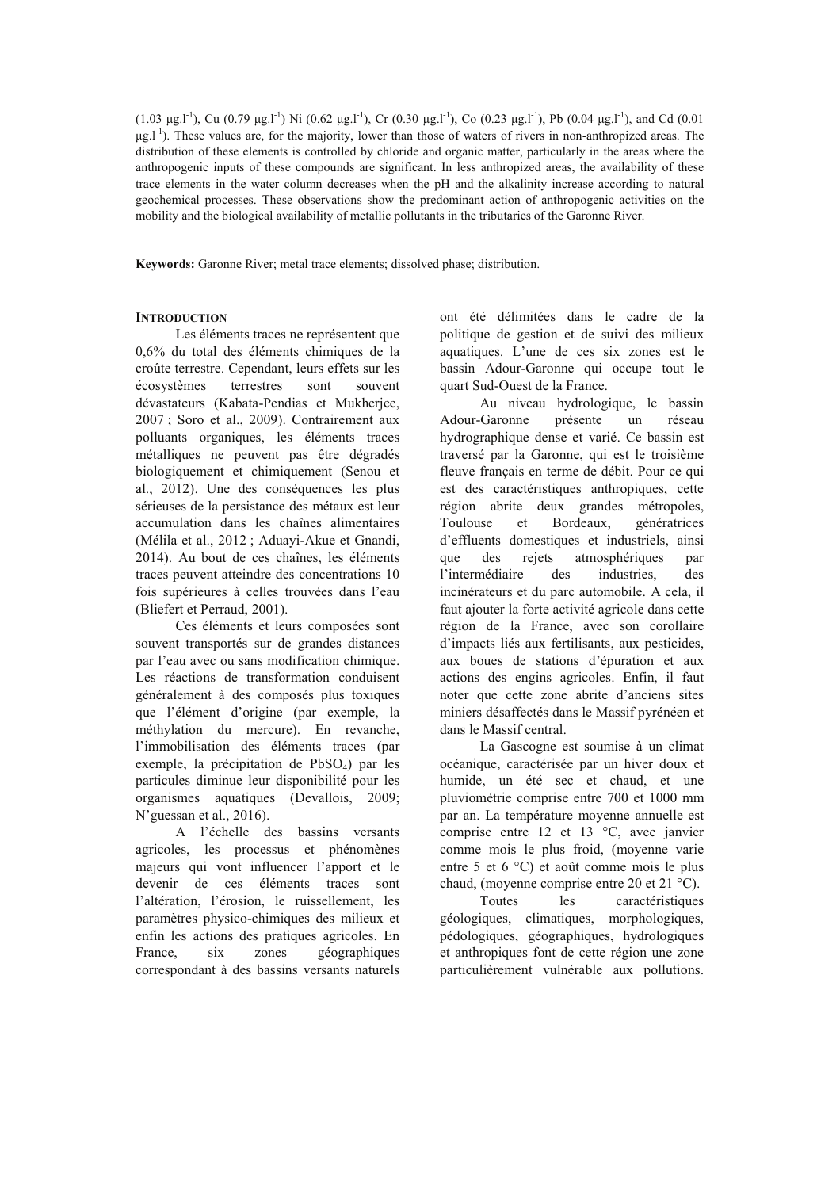(1.03 µg.l$^{-1}$), Cu (0.79 µg.l$^{-1}$) Ni (0.62 µg.l$^{-1}$), Cr (0.30 µg.l$^{-1}$), Co (0.23 µg.l$^{-1}$), Pb (0.04 µg.l$^{-1}$), and Cd (0.01 µg.l$^{-1}$). These values are, for the majority, lower than those of waters of rivers in non-anthropized areas. The distribution of these elements is controlled by chloride and organic matter, particularly in the areas where the anthropogenic inputs of these compounds are significant. In less anthropized areas, the availability of these trace elements in the water column decreases when the pH and the alkalinity increase according to natural geochemical processes. These observations show the predominant action of anthropogenic activities on the mobility and the biological availability of metallic pollutants in the tributaries of the Garonne River.

**Keywords:** Garonne River; metal trace elements; dissolved phase; distribution.

## INTRODUCTION

Les éléments traces ne représentent que 0,6% du total des éléments chimiques de la croûte terrestre. Cependant, leurs effets sur les écosystèmes terrestres sont souvent dévastateurs (Kabata-Pendias et Mukherjee, 2007 ; Soro et al., 2009). Contrairement aux polluants organiques, les éléments traces métalliques ne peuvent pas être dégradés biologiquement et chimiquement (Senou et al., 2012). Une des conséquences les plus sérieuses de la persistance des métaux est leur accumulation dans les chaînes alimentaires (Mélila et al., 2012 ; Aduayi-Akue et Gnandi, 2014). Au bout de ces chaînes, les éléments traces peuvent atteindre des concentrations 10 fois supérieures à celles trouvées dans l'eau (Bliefert et Perraud, 2001).

Ces éléments et leurs composées sont souvent transportés sur de grandes distances par l'eau avec ou sans modification chimique. Les réactions de transformation conduisent généralement à des composés plus toxiques que l'élément d'origine (par exemple, la méthylation du mercure). En revanche, l'immobilisation des éléments traces (par exemple, la précipitation de $PbSO_4$) par les particules diminue leur disponibilité pour les organismes aquatiques (Devallois, 2009; N'guessan et al., 2016).

A l'échelle des bassins versants agricoles, les processus et phénomènes majeurs qui vont influencer l'apport et le devenir de ces éléments traces sont l'altération, l'érosion, le ruissellement, les paramètres physico-chimiques des milieux et enfin les actions des pratiques agricoles. En France, six zones géographiques correspondant à des bassins versants naturels ont été délimitées dans le cadre de la politique de gestion et de suivi des milieux aquatiques. L'une de ces six zones est le bassin Adour-Garonne qui occupe tout le quart Sud-Ouest de la France.

Au niveau hydrologique, le bassin Adour-Garonne présente un réseau hydrographique dense et varié. Ce bassin est traversé par la Garonne, qui est le troisième fleuve français en terme de débit. Pour ce qui est des caractéristiques anthropiques, cette région abrite deux grandes métropoles, Toulouse et Bordeaux, génératrices d'effluents domestiques et industriels, ainsi que des rejets atmosphériques par l'intermédiaire des industries, des incinérateurs et du parc automobile. A cela, il faut ajouter la forte activité agricole dans cette région de la France, avec son corollaire d'impacts liés aux fertilisants, aux pesticides, aux boues de stations d'épuration et aux actions des engins agricoles. Enfin, il faut noter que cette zone abrite d'anciens sites miniers désaffectés dans le Massif pyrénéen et dans le Massif central.

La Gascogne est soumise à un climat océanique, caractérisée par un hiver doux et humide, un été sec et chaud, et une pluviométrie comprise entre 700 et 1000 mm par an. La température moyenne annuelle est comprise entre 12 et 13 °C, avec janvier comme mois le plus froid, (moyenne varie entre 5 et 6 °C) et août comme mois le plus chaud, (moyenne comprise entre 20 et 21 °C).

Toutes les caractéristiques géologiques, climatiques, morphologiques, pédologiques, géographiques, hydrologiques et anthropiques font de cette région une zone particulièrement vulnérable aux pollutions.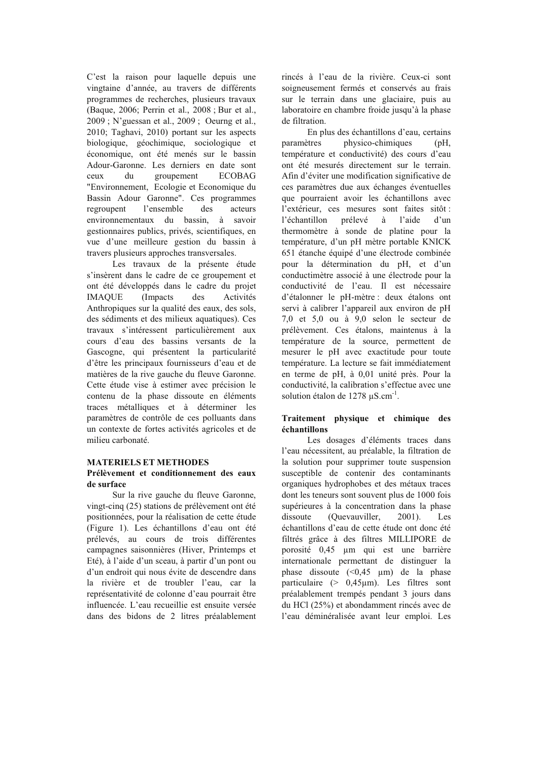C'est la raison pour laquelle depuis une vingtaine d'année, au travers de différents programmes de recherches, plusieurs travaux (Baque, 2006; Perrin et al., 2008 ; Bur et al., 2009 ; N'guessan et al., 2009 ; Oeurng et al., 2010; Taghavi, 2010) portant sur les aspects biologique, géochimique, sociologique et économique, ont été menés sur le bassin Adour-Garonne. Les derniers en date sont ceux du groupement ECOBAG "Environnement, Ecologie et Economique du Bassin Adour Garonne". Ces programmes regroupent l'ensemble des acteurs environnementaux du bassin, à savoir gestionnaires publics, privés, scientifiques, en vue d'une meilleure gestion du bassin à travers plusieurs approches transversales.

Les travaux de la présente étude s'insèrent dans le cadre de ce groupement et ont été développés dans le cadre du projet IMAQUE (Impacts des Activités Anthropiques sur la qualité des eaux, des sols, des sédiments et des milieux aquatiques). Ces travaux s'intéressent particulièrement aux cours d'eau des bassins versants de la Gascogne, qui présentent la particularité d'être les principaux fournisseurs d'eau et de matières de la rive gauche du fleuve Garonne. Cette étude vise à estimer avec précision le contenu de la phase dissoute en éléments traces métalliques et à déterminer les paramètres de contrôle de ces polluants dans un contexte de fortes activités agricoles et de milieu carbonaté.

## MATERIELS ET METHODES

### Prélèvement et conditionnement des eaux de surface

Sur la rive gauche du fleuve Garonne, vingt-cinq (25) stations de prélèvement ont été positionnées, pour la réalisation de cette étude (Figure 1). Les échantillons d'eau ont été prélevés, au cours de trois différentes campagnes saisonnières (Hiver, Printemps et Eté), à l'aide d'un sceau, à partir d'un pont ou d'un endroit qui nous évite de descendre dans la rivière et de troubler l'eau, car la représentativité de colonne d'eau pourrait être influencée. L'eau recueillie est ensuite versée dans des bidons de 2 litres préalablement rincés à l'eau de la rivière. Ceux-ci sont soigneusement fermés et conservés au frais sur le terrain dans une glaciaire, puis au laboratoire en chambre froide jusqu'à la phase de filtration.

En plus des échantillons d'eau, certains paramètres physico-chimiques (pH, température et conductivité) des cours d'eau ont été mesurés directement sur le terrain. Afin d'éviter une modification significative de ces paramètres due aux échanges éventuelles que pourraient avoir les échantillons avec l'extérieur, ces mesures sont faites sitôt : l'échantillon prélevé à l'aide d'un thermomètre à sonde de platine pour la température, d'un pH mètre portable KNICK 651 étanche équipé d'une électrode combinée pour la détermination du pH, et d'un conductimètre associé à une électrode pour la conductivité de l'eau. Il est nécessaire d'étalonner le pH-mètre : deux étalons ont servi à calibrer l'appareil aux environ de pH 7,0 et 5,0 ou à 9,0 selon le secteur de prélèvement. Ces étalons, maintenus à la température de la source, permettent de mesurer le pH avec exactitude pour toute température. La lecture se fait immédiatement en terme de pH, à 0,01 unité près. Pour la conductivité, la calibration s'effectue avec une solution étalon de 1278 $\mu S.cm^{-1}$.

### Traitement physique et chimique des échantillons

Les dosages d'éléments traces dans l'eau nécessitent, au préalable, la filtration de la solution pour supprimer toute suspension susceptible de contenir des contaminants organiques hydrophobes et des métaux traces dont les teneurs sont souvent plus de 1000 fois supérieures à la concentration dans la phase dissoute (Quevauviller, 2001). Les échantillons d'eau de cette étude ont donc été filtrés grâce à des filtres MILLIPORE de porosité 0,45 µm qui est une barrière internationale permettant de distinguer la phase dissoute (<0,45 µm) de la phase particulaire (> 0,45µm). Les filtres sont préalablement trempés pendant 3 jours dans du HCl (25%) et abondamment rincés avec de l'eau déminéralisée avant leur emploi. Les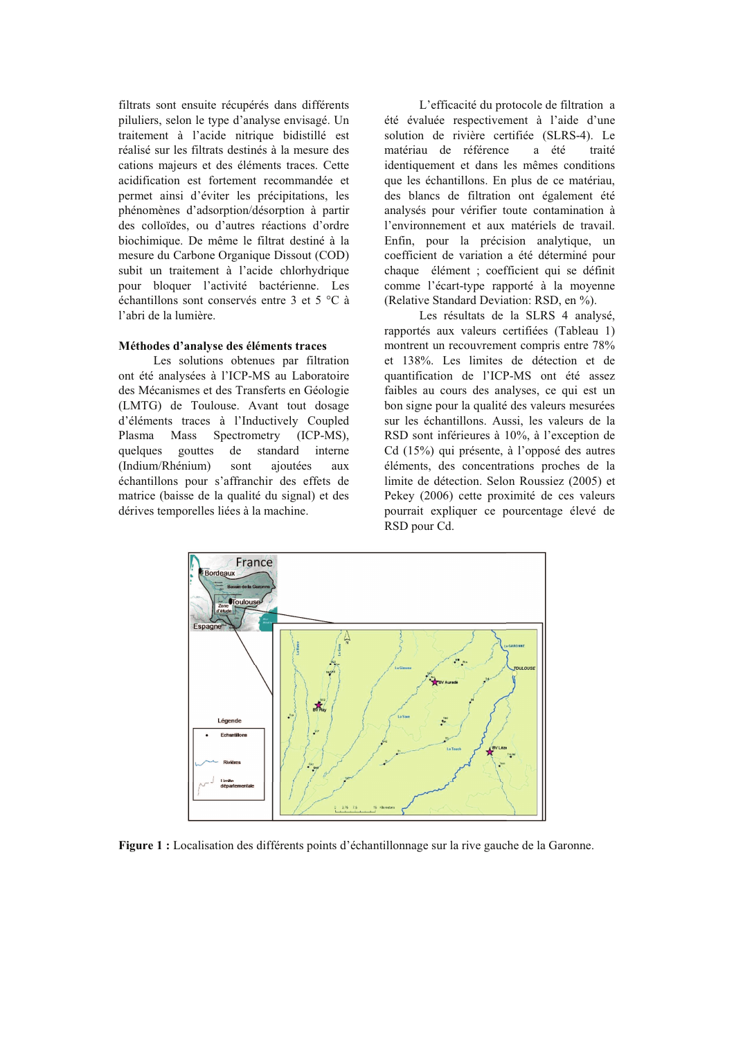filtrats sont ensuite récupérés dans différents piluliers, selon le type d'analyse envisagé. Un traitement à l'acide nitrique bidistillé est réalisé sur les filtrats destinés à la mesure des cations majeurs et des éléments traces. Cette acidification est fortement recommandée et permet ainsi d'éviter les précipitations, les phénomènes d'adsorption/désorption à partir des colloïdes, ou d'autres réactions d'ordre biochimique. De même le filtrat destiné à la mesure du Carbone Organique Dissout (COD) subit un traitement à l'acide chlorhydrique pour bloquer l'activité bactérienne. Les échantillons sont conservés entre 3 et 5 °C à l'abri de la lumière.

### Méthodes d'analyse des éléments traces

Les solutions obtenues par filtration ont été analysées à l'ICP-MS au Laboratoire des Mécanismes et des Transferts en Géologie (LMTG) de Toulouse. Avant tout dosage d'éléments traces à l'Inductively Coupled Plasma Mass Spectrometry (ICP-MS), quelques gouttes de standard interne (Indium/Rhénium) sont ajoutées aux échantillons pour s'affranchir des effets de matrice (baisse de la qualité du signal) et des dérives temporelles liées à la machine.

L'efficacité du protocole de filtration a été évaluée respectivement à l'aide d'une solution de rivière certifiée (SLRS-4). Le matériau de référence a été traité identiquement et dans les mêmes conditions que les échantillons. En plus de ce matériau, des blancs de filtration ont également été analysés pour vérifier toute contamination à l'environnement et aux matériels de travail. Enfin, pour la précision analytique, un coefficient de variation a été déterminé pour chaque élément ; coefficient qui se définit comme l'écart-type rapporté à la moyenne (Relative Standard Deviation: RSD, en %).

Les résultats de la SLRS 4 analysé, rapportés aux valeurs certifiées (Tableau 1) montrent un recouvrement compris entre 78% et 138%. Les limites de détection et de quantification de l'ICP-MS ont été assez faibles au cours des analyses, ce qui est un bon signe pour la qualité des valeurs mesurées sur les échantillons. Aussi, les valeurs de la RSD sont inférieures à 10%, à l'exception de Cd (15%) qui présente, à l'opposé des autres éléments, des concentrations proches de la limite de détection. Selon Roussiez (2005) et Pekey (2006) cette proximité de ces valeurs pourrait expliquer ce pourcentage élevé de RSD pour Cd.

**Figure 1 :** Localisation des différents points d'échantillonnage sur la rive gauche de la Garonne.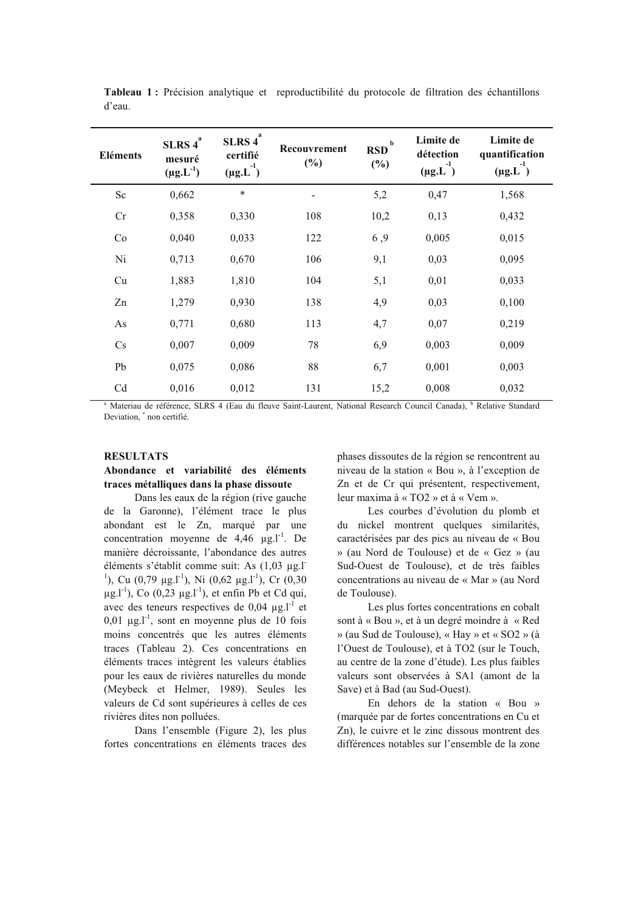**Tableau 1 :** Précision analytique et reproductibilité du protocole de filtration des échantillons d'eau.

| Eléments | SLRS 4[a] mesuré ($\mu g.L^{-1}$) | SLRS 4[a] certifié ($\mu g.L^{-1}$) | Recouvrement (%) | RSD[b] (%) | Limite de détection ($\mu g.L^{-1}$) | Limite de quantification ($\mu g.L^{-1}$) |
|---|---|---|---|---|---|---|
| Sc | 0,662 | * | - | 5,2 | 0,47 | 1,568 |
| Cr | 0,358 | 0,330 | 108 | 10,2 | 0,13 | 0,432 |
| Co | 0,040 | 0,033 | 122 | 6 ,9 | 0,005 | 0,015 |
| Ni | 0,713 | 0,670 | 106 | 9,1 | 0,03 | 0,095 |
| Cu | 1,883 | 1,810 | 104 | 5,1 | 0,01 | 0,033 |
| Zn | 1,279 | 0,930 | 138 | 4,9 | 0,03 | 0,100 |
| As | 0,771 | 0,680 | 113 | 4,7 | 0,07 | 0,219 |
| Cs | 0,007 | 0,009 | 78 | 6,9 | 0,003 | 0,009 |
| Pb | 0,075 | 0,086 | 88 | 6,7 | 0,001 | 0,003 |
| Cd | 0,016 | 0,012 | 131 | 15,2 | 0,008 | 0,032 |

[a] Materiau de référence, SLRS 4 (Eau du fleuve Saint-Laurent, National Research Council Canada), [b] Relative Standard Deviation, * non certifié.

## RESULTATS

### Abondance et variabilité des éléments traces métalliques dans la phase dissoute

Dans les eaux de la région (rive gauche de la Garonne), l'élément trace le plus abondant est le Zn, marqué par une concentration moyenne de 4,46 $\mu g.l^{-1}$. De manière décroissante, l'abondance des autres éléments s'établit comme suit: As (1,03 $\mu g.l^{-1}$), Cu (0,79 $\mu g.l^{-1}$), Ni (0,62 $\mu g.l^{-1}$), Cr (0,30 $\mu g.l^{-1}$), Co (0,23 $\mu g.l^{-1}$), et enfin Pb et Cd qui, avec des teneurs respectives de 0,04 $\mu g.l^{-1}$ et 0,01 $\mu g.l^{-1}$, sont en moyenne plus de 10 fois moins concentrés que les autres éléments traces (Tableau 2). Ces concentrations en éléments traces intègrent les valeurs établies pour les eaux de rivières naturelles du monde (Meybeck et Helmer, 1989). Seules les valeurs de Cd sont supérieures à celles de ces rivières dites non polluées.

Dans l'ensemble (Figure 2), les plus fortes concentrations en éléments traces des phases dissoutes de la région se rencontrent au niveau de la station « Bou », à l'exception de Zn et de Cr qui présentent, respectivement, leur maxima à « TO2 » et à « Vem ».

Les courbes d'évolution du plomb et du nickel montrent quelques similarités, caractérisées par des pics au niveau de « Bou » (au Nord de Toulouse) et de « Gez » (au Sud-Ouest de Toulouse), et de très faibles concentrations au niveau de « Mar » (au Nord de Toulouse).

Les plus fortes concentrations en cobalt sont à « Bou », et à un degré moindre à « Red » (au Sud de Toulouse), « Hay » et « SO2 » (à l'Ouest de Toulouse), et à TO2 (sur le Touch, au centre de la zone d'étude). Les plus faibles valeurs sont observées à SA1 (amont de la Save) et à Bad (au Sud-Ouest).

En dehors de la station « Bou » (marquée par de fortes concentrations en Cu et Zn), le cuivre et le zinc dissous montrent des différences notables sur l'ensemble de la zone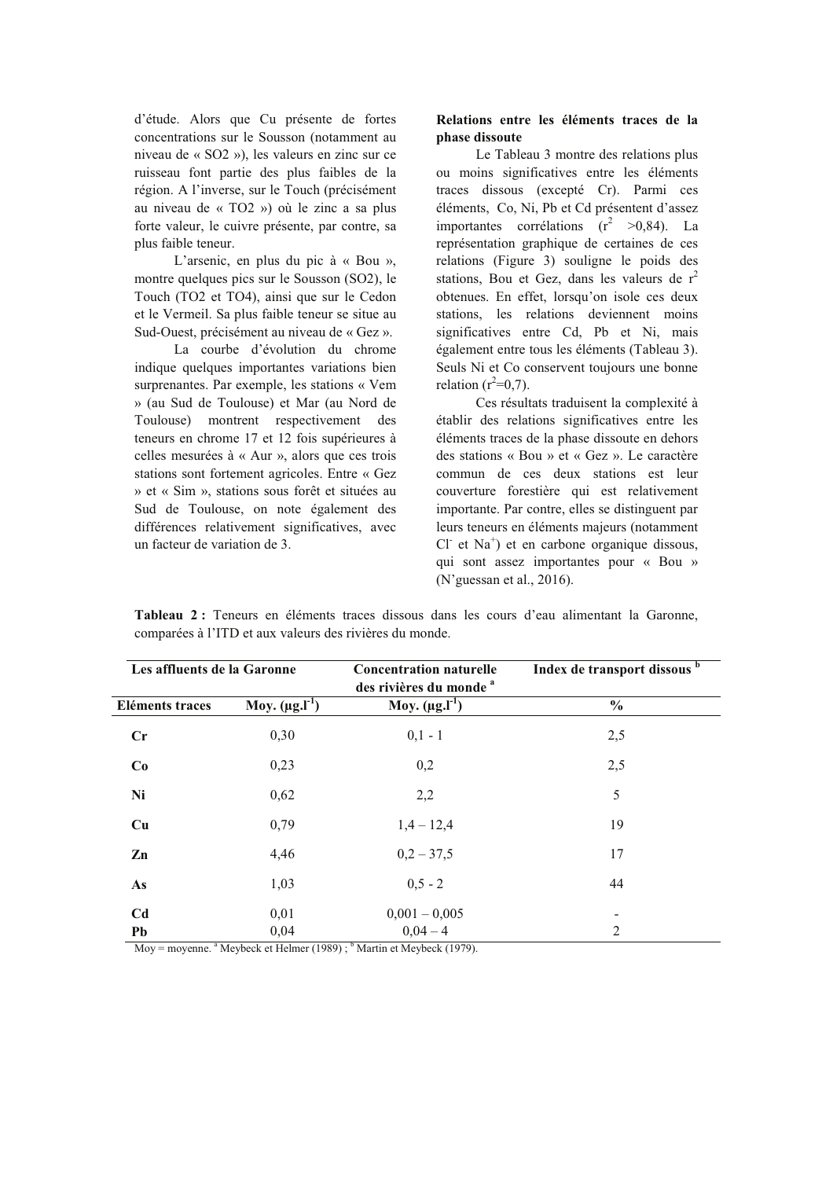d'étude. Alors que Cu présente de fortes concentrations sur le Sousson (notamment au niveau de « SO2 »), les valeurs en zinc sur ce ruisseau font partie des plus faibles de la région. A l'inverse, sur le Touch (précisément au niveau de « TO2 ») où le zinc a sa plus forte valeur, le cuivre présente, par contre, sa plus faible teneur.

L'arsenic, en plus du pic à « Bou », montre quelques pics sur le Sousson (SO2), le Touch (TO2 et TO4), ainsi que sur le Cedon et le Vermeil. Sa plus faible teneur se situe au Sud-Ouest, précisément au niveau de « Gez ».

La courbe d'évolution du chrome indique quelques importantes variations bien surprenantes. Par exemple, les stations « Vem » (au Sud de Toulouse) et Mar (au Nord de Toulouse) montrent respectivement des teneurs en chrome 17 et 12 fois supérieures à celles mesurées à « Aur », alors que ces trois stations sont fortement agricoles. Entre « Gez » et « Sim », stations sous forêt et situées au Sud de Toulouse, on note également des différences relativement significatives, avec un facteur de variation de 3.

**Relations entre les éléments traces de la phase dissoute**

Le Tableau 3 montre des relations plus ou moins significatives entre les éléments traces dissous (excepté Cr). Parmi ces éléments, Co, Ni, Pb et Cd présentent d'assez importantes corrélations ($r^2$ >0,84). La représentation graphique de certaines de ces relations (Figure 3) souligne le poids des stations, Bou et Gez, dans les valeurs de $r^2$ obtenues. En effet, lorsqu'on isole ces deux stations, les relations deviennent moins significatives entre Cd, Pb et Ni, mais également entre tous les éléments (Tableau 3). Seuls Ni et Co conservent toujours une bonne relation ($r^2$=0,7).

Ces résultats traduisent la complexité à établir des relations significatives entre les éléments traces de la phase dissoute en dehors des stations « Bou » et « Gez ». Le caractère commun de ces deux stations est leur couverture forestière qui est relativement importante. Par contre, elles se distinguent par leurs teneurs en éléments majeurs (notamment $Cl^-$ et $Na^+$) et en carbone organique dissous, qui sont assez importantes pour « Bou » (N'guessan et al., 2016).

**Tableau 2 :** Teneurs en éléments traces dissous dans les cours d'eau alimentant la Garonne, comparées à l'ITD et aux valeurs des rivières du monde.

| Les affluents de la Garonne | | Concentration naturelle des rivières du monde [a] | Index de transport dissous [b] |
|---|---|---|---|
| **Eléments traces** | **Moy. (µg.l$^{-1}$)** | **Moy. (µg.l$^{-1}$)** | **%** |
| **Cr** | 0,30 | 0,1 - 1 | 2,5 |
| **Co** | 0,23 | 0,2 | 2,5 |
| **Ni** | 0,62 | 2,2 | 5 |
| **Cu** | 0,79 | 1,4 – 12,4 | 19 |
| **Zn** | 4,46 | 0,2 – 37,5 | 17 |
| **As** | 1,03 | 0,5 - 2 | 44 |
| **Cd** | 0,01 | 0,001 – 0,005 | - |
| **Pb** | 0,04 | 0,04 – 4 | 2 |

Moy = moyenne. [a] Meybeck et Helmer (1989) ; [b] Martin et Meybeck (1979).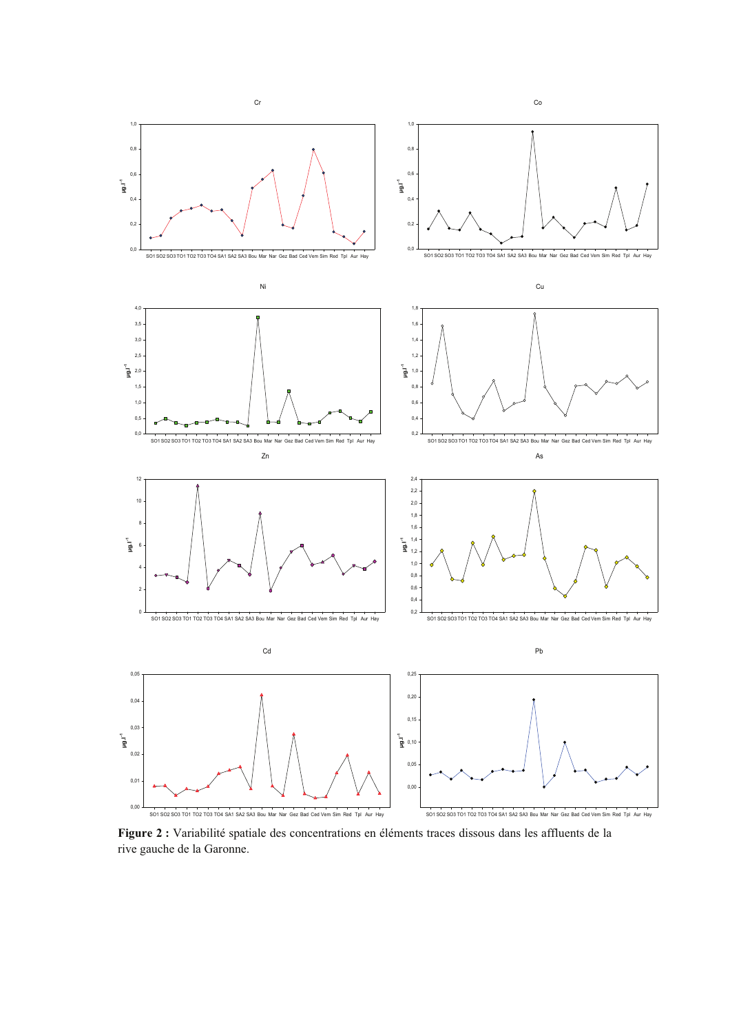**Figure 2 :** Variabilité spatiale des concentrations en éléments traces dissous dans les affluents de la rive gauche de la Garonne.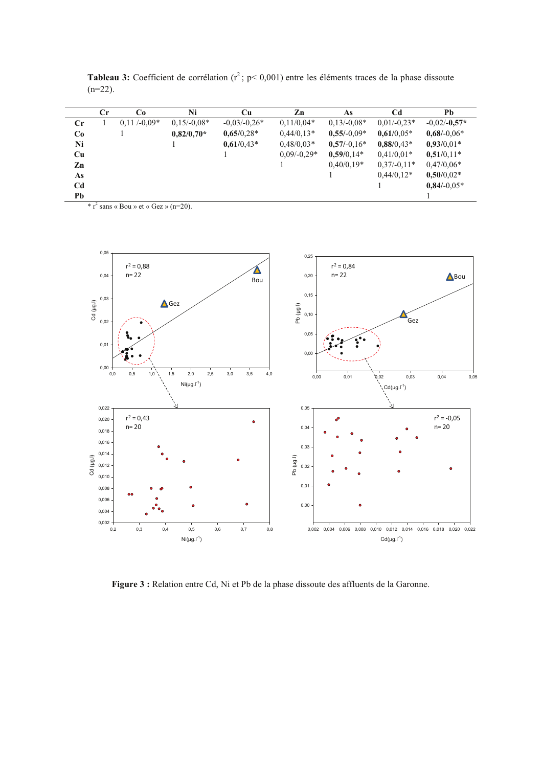**Tableau 3:** Coefficient de corrélation ($r^2$ ; $p < 0{,}001$) entre les éléments traces de la phase dissoute (n=22).

| | Cr | Co | Ni | Cu | Zn | As | Cd | Pb |
|---|---|---|---|---|---|---|---|---|
| **Cr** | 1 | 0,11 /-0,09* | 0,15/-0,08* | -0,03/-0,26* | 0,11/0,04* | 0,13/-0,08* | 0,01/-0,23* | -0,02/**-0,57*** |
| **Co** | | 1 | **0,82/0,70*** | **0,65**/0,28* | 0,44/0,13* | **0,55**/-0,09* | **0,61**/0,05* | **0,68**/-0,06* |
| **Ni** | | | 1 | **0,61**/0,43* | 0,48/0,03* | **0,57**/-0,16* | **0,88**/0,43* | **0,93**/0,01* |
| **Cu** | | | | 1 | 0,09/-0,29* | **0,59**/0,14* | 0,41/0,01* | **0,51**/0,11* |
| **Zn** | | | | | 1 | 0,40/0,19* | 0,37/-0,11* | 0,47/0,06* |
| **As** | | | | | | 1 | 0,44/0,12* | **0,50**/0,02* |
| **Cd** | | | | | | | 1 | **0,84**/-0,05* |
| **Pb** | | | | | | | | 1 |

* $r^2$ sans « Bou » et « Gez » (n=20).

**Figure 3 :** Relation entre Cd, Ni et Pb de la phase dissoute des affluents de la Garonne.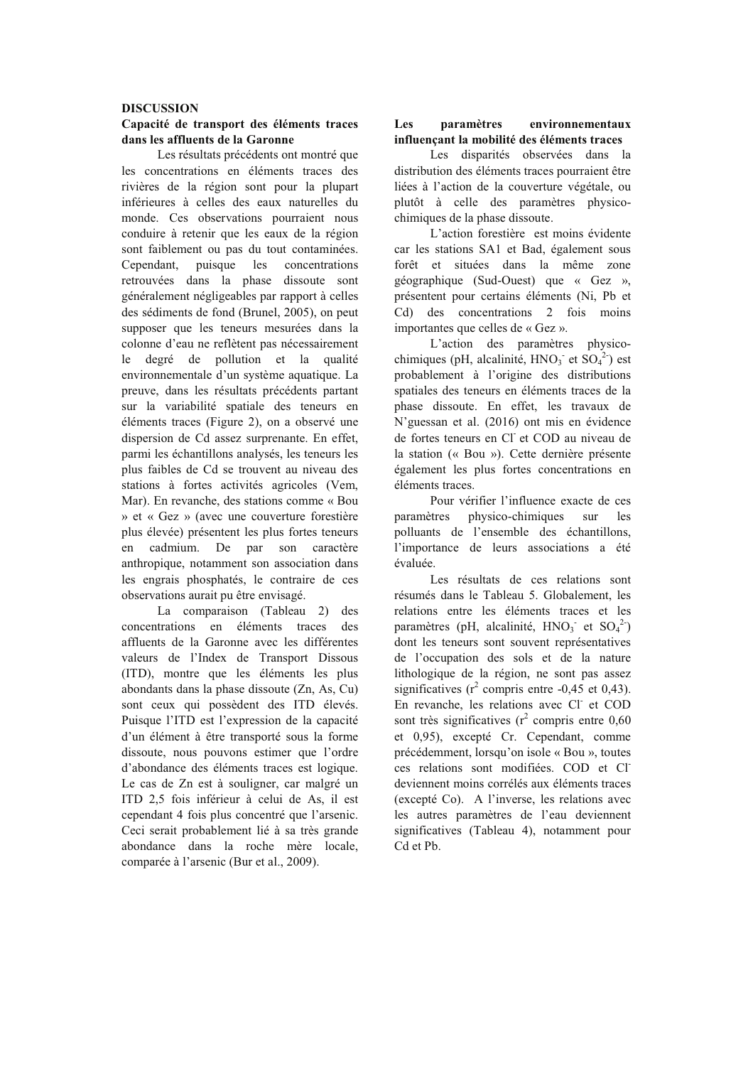## DISCUSSION

### Capacité de transport des éléments traces dans les affluents de la Garonne

Les résultats précédents ont montré que les concentrations en éléments traces des rivières de la région sont pour la plupart inférieures à celles des eaux naturelles du monde. Ces observations pourraient nous conduire à retenir que les eaux de la région sont faiblement ou pas du tout contaminées. Cependant, puisque les concentrations retrouvées dans la phase dissoute sont généralement négligeables par rapport à celles des sédiments de fond (Brunel, 2005), on peut supposer que les teneurs mesurées dans la colonne d'eau ne reflètent pas nécessairement le degré de pollution et la qualité environnementale d'un système aquatique. La preuve, dans les résultats précédents partant sur la variabilité spatiale des teneurs en éléments traces (Figure 2), on a observé une dispersion de Cd assez surprenante. En effet, parmi les échantillons analysés, les teneurs les plus faibles de Cd se trouvent au niveau des stations à fortes activités agricoles (Vem, Mar). En revanche, des stations comme « Bou » et « Gez » (avec une couverture forestière plus élevée) présentent les plus fortes teneurs en cadmium. De par son caractère anthropique, notamment son association dans les engrais phosphatés, le contraire de ces observations aurait pu être envisagé.

La comparaison (Tableau 2) des concentrations en éléments traces des affluents de la Garonne avec les différentes valeurs de l'Index de Transport Dissous (ITD), montre que les éléments les plus abondants dans la phase dissoute (Zn, As, Cu) sont ceux qui possèdent des ITD élevés. Puisque l'ITD est l'expression de la capacité d'un élément à être transporté sous la forme dissoute, nous pouvons estimer que l'ordre d'abondance des éléments traces est logique. Le cas de Zn est à souligner, car malgré un ITD 2,5 fois inférieur à celui de As, il est cependant 4 fois plus concentré que l'arsenic. Ceci serait probablement lié à sa très grande abondance dans la roche mère locale, comparée à l'arsenic (Bur et al., 2009).

### Les paramètres environnementaux influençant la mobilité des éléments traces

Les disparités observées dans la distribution des éléments traces pourraient être liées à l'action de la couverture végétale, ou plutôt à celle des paramètres physico-chimiques de la phase dissoute.

L'action forestière est moins évidente car les stations SA1 et Bad, également sous forêt et situées dans la même zone géographique (Sud-Ouest) que « Gez », présentent pour certains éléments (Ni, Pb et Cd) des concentrations 2 fois moins importantes que celles de « Gez ».

L'action des paramètres physico-chimiques (pH, alcalinité, $HNO_3^-$ et $SO_4^{2-}$) est probablement à l'origine des distributions spatiales des teneurs en éléments traces de la phase dissoute. En effet, les travaux de N'guessan et al. (2016) ont mis en évidence de fortes teneurs en $Cl^-$ et COD au niveau de la station (« Bou »). Cette dernière présente également les plus fortes concentrations en éléments traces.

Pour vérifier l'influence exacte de ces paramètres physico-chimiques sur les polluants de l'ensemble des échantillons, l'importance de leurs associations a été évaluée.

Les résultats de ces relations sont résumés dans le Tableau 5. Globalement, les relations entre les éléments traces et les paramètres (pH, alcalinité, $HNO_3^-$ et $SO_4^{2-}$) dont les teneurs sont souvent représentatives de l'occupation des sols et de la nature lithologique de la région, ne sont pas assez significatives ($r^2$ compris entre -0,45 et 0,43). En revanche, les relations avec $Cl^-$ et COD sont très significatives ($r^2$ compris entre 0,60 et 0,95), excepté Cr. Cependant, comme précédemment, lorsqu'on isole « Bou », toutes ces relations sont modifiées. COD et $Cl^-$ deviennent moins corrélés aux éléments traces (excepté Co). A l'inverse, les relations avec les autres paramètres de l'eau deviennent significatives (Tableau 4), notamment pour Cd et Pb.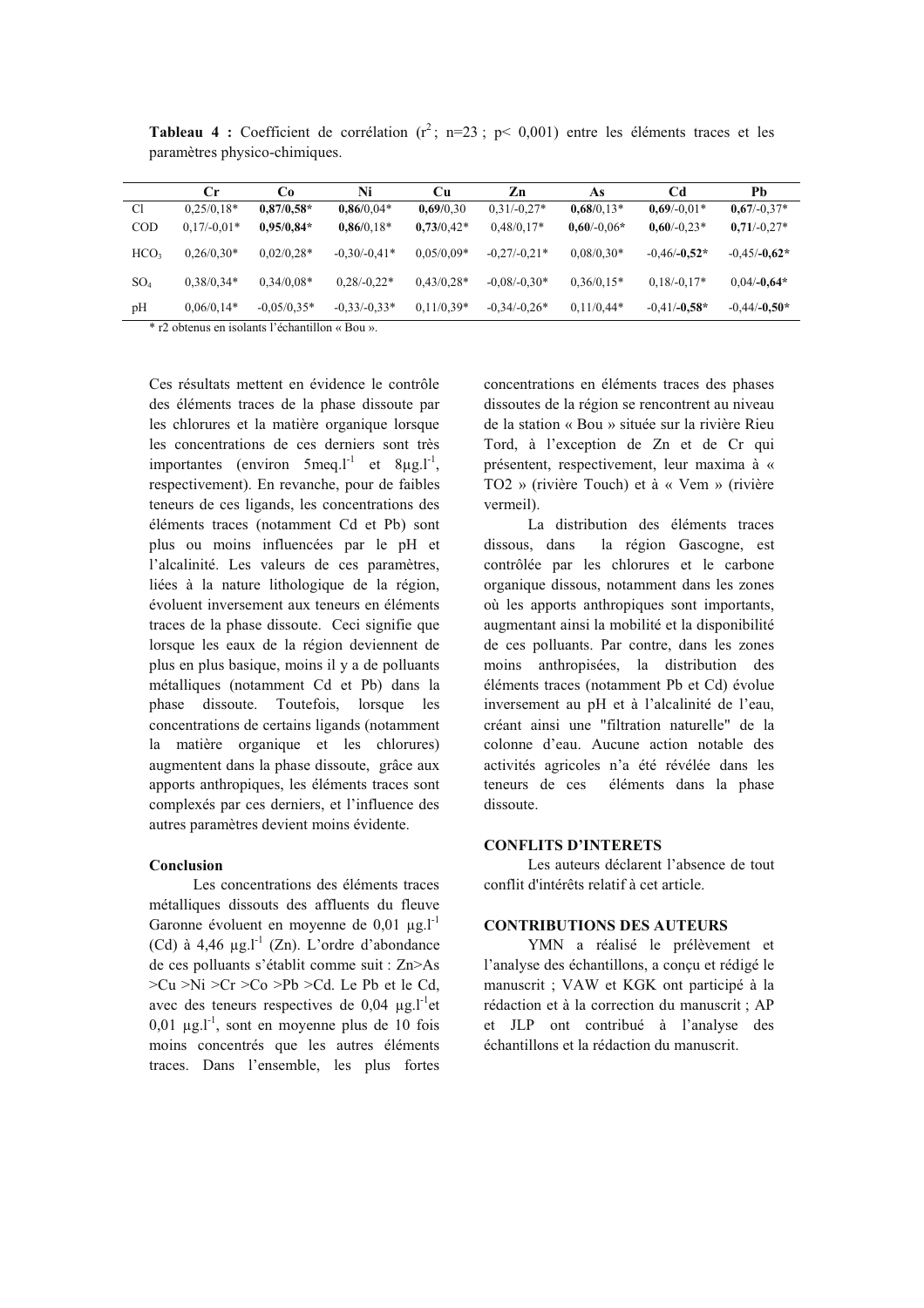**Tableau 4 :** Coefficient de corrélation ($r^2$ ; n=23 ; p< 0,001) entre les éléments traces et les paramètres physico-chimiques.

| | Cr | Co | Ni | Cu | Zn | As | Cd | Pb |
|---|---|---|---|---|---|---|---|---|
| Cl | 0,25/0,18* | **0,87/0,58*** | **0,86**/0,04* | **0,69**/0,30 | 0,31/-0,27* | **0,68**/0,13* | **0,69**/-0,01* | **0,67**/-0,37* |
| COD | 0,17/-0,01* | **0,95/0,84*** | **0,86**/0,18* | **0,73**/0,42* | 0,48/0,17* | **0,60**/-0,06* | **0,60**/-0,23* | **0,71**/-0,27* |
| $HCO_3$ | 0,26/0,30* | 0,02/0,28* | -0,30/-0,41* | 0,05/0,09* | -0,27/-0,21* | 0,08/0,30* | -0,46/**-0,52*** | -0,45/**-0,62*** |
| $SO_4$ | 0,38/0,34* | 0,34/0,08* | 0,28/-0,22* | 0,43/0,28* | -0,08/-0,30* | 0,36/0,15* | 0,18/-0,17* | 0,04/**-0,64*** |
| pH | 0,06/0,14* | -0,05/0,35* | -0,33/-0,33* | 0,11/0,39* | -0,34/-0,26* | 0,11/0,44* | -0,41/**-0,58*** | -0,44/**-0,50*** |

\* r2 obtenus en isolants l'échantillon « Bou ».

Ces résultats mettent en évidence le contrôle des éléments traces de la phase dissoute par les chlorures et la matière organique lorsque les concentrations de ces derniers sont très importantes (environ 5meq.l$^{-1}$ et 8µg.l$^{-1}$, respectivement). En revanche, pour de faibles teneurs de ces ligands, les concentrations des éléments traces (notamment Cd et Pb) sont plus ou moins influencées par le pH et l'alcalinité. Les valeurs de ces paramètres, liées à la nature lithologique de la région, évoluent inversement aux teneurs en éléments traces de la phase dissoute. Ceci signifie que lorsque les eaux de la région deviennent de plus en plus basique, moins il y a de polluants métalliques (notamment Cd et Pb) dans la phase dissoute. Toutefois, lorsque les concentrations de certains ligands (notamment la matière organique et les chlorures) augmentent dans la phase dissoute, grâce aux apports anthropiques, les éléments traces sont complexés par ces derniers, et l'influence des autres paramètres devient moins évidente.

## Conclusion

Les concentrations des éléments traces métalliques dissouts des affluents du fleuve Garonne évoluent en moyenne de 0,01 µg.l$^{-1}$ (Cd) à 4,46 µg.l$^{-1}$ (Zn). L'ordre d'abondance de ces polluants s'établit comme suit : Zn>As >Cu >Ni >Cr >Co >Pb >Cd. Le Pb et le Cd, avec des teneurs respectives de 0,04 µg.l$^{-1}$et 0,01 µg.l$^{-1}$, sont en moyenne plus de 10 fois moins concentrés que les autres éléments traces. Dans l'ensemble, les plus fortes concentrations en éléments traces des phases dissoutes de la région se rencontrent au niveau de la station « Bou » située sur la rivière Rieu Tord, à l'exception de Zn et de Cr qui présentent, respectivement, leur maxima à « TO2 » (rivière Touch) et à « Vem » (rivière vermeil).

La distribution des éléments traces dissous, dans la région Gascogne, est contrôlée par les chlorures et le carbone organique dissous, notamment dans les zones où les apports anthropiques sont importants, augmentant ainsi la mobilité et la disponibilité de ces polluants. Par contre, dans les zones moins anthropisées, la distribution des éléments traces (notamment Pb et Cd) évolue inversement au pH et à l'alcalinité de l'eau, créant ainsi une "filtration naturelle" de la colonne d'eau. Aucune action notable des activités agricoles n'a été révélée dans les teneurs de ces éléments dans la phase dissoute.

## CONFLITS D'INTERETS

Les auteurs déclarent l'absence de tout conflit d'intérêts relatif à cet article.

## CONTRIBUTIONS DES AUTEURS

YMN a réalisé le prélèvement et l'analyse des échantillons, a conçu et rédigé le manuscrit ; VAW et KGK ont participé à la rédaction et à la correction du manuscrit ; AP et JLP ont contribué à l'analyse des échantillons et la rédaction du manuscrit.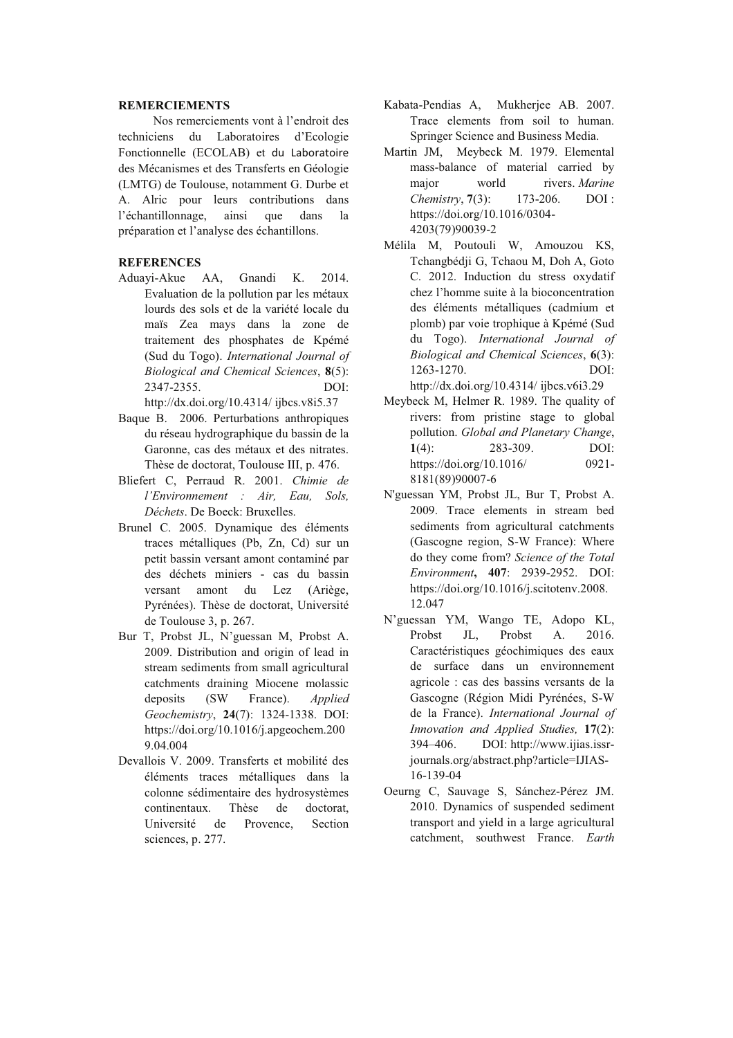**REMERCIEMENTS**

Nos remerciements vont à l'endroit des techniciens du Laboratoires d'Ecologie Fonctionnelle (ECOLAB) et du Laboratoire des Mécanismes et des Transferts en Géologie (LMTG) de Toulouse, notamment G. Durbe et A. Alric pour leurs contributions dans l'échantillonnage, ainsi que dans la préparation et l'analyse des échantillons.

**REFERENCES**

Aduayi-Akue AA, Gnandi K. 2014. Evaluation de la pollution par les métaux lourds des sols et de la variété locale du maïs Zea mays dans la zone de traitement des phosphates de Kpémé (Sud du Togo). *International Journal of Biological and Chemical Sciences*, **8**(5): 2347-2355. DOI: http://dx.doi.org/10.4314/ ijbcs.v8i5.37

Baque B. 2006. Perturbations anthropiques du réseau hydrographique du bassin de la Garonne, cas des métaux et des nitrates. Thèse de doctorat, Toulouse III, p. 476.

Bliefert C, Perraud R. 2001. *Chimie de l'Environnement : Air, Eau, Sols, Déchets*. De Boeck: Bruxelles.

Brunel C. 2005. Dynamique des éléments traces métalliques (Pb, Zn, Cd) sur un petit bassin versant amont contaminé par des déchets miniers - cas du bassin versant amont du Lez (Ariège, Pyrénées). Thèse de doctorat, Université de Toulouse 3, p. 267.

Bur T, Probst JL, N'guessan M, Probst A. 2009. Distribution and origin of lead in stream sediments from small agricultural catchments draining Miocene molassic deposits (SW France). *Applied Geochemistry*, **24**(7): 1324-1338. DOI: https://doi.org/10.1016/j.apgeochem.2009.04.004

Devallois V. 2009. Transferts et mobilité des éléments traces métalliques dans la colonne sédimentaire des hydrosystèmes continentaux. Thèse de doctorat, Université de Provence, Section sciences, p. 277.

Kabata-Pendias A, Mukherjee AB. 2007. Trace elements from soil to human. Springer Science and Business Media.

Martin JM, Meybeck M. 1979. Elemental mass-balance of material carried by major world rivers. *Marine Chemistry*, **7**(3): 173-206. DOI : https://doi.org/10.1016/0304-4203(79)90039-2

Mélila M, Poutouli W, Amouzou KS, Tchangbédji G, Tchaou M, Doh A, Goto C. 2012. Induction du stress oxydatif chez l'homme suite à la bioconcentration des éléments métalliques (cadmium et plomb) par voie trophique à Kpémé (Sud du Togo). *International Journal of Biological and Chemical Sciences*, **6**(3): 1263-1270. DOI: http://dx.doi.org/10.4314/ ijbcs.v6i3.29

Meybeck M, Helmer R. 1989. The quality of rivers: from pristine stage to global pollution. *Global and Planetary Change*, **1**(4): 283-309. DOI: https://doi.org/10.1016/ 0921-8181(89)90007-6

N'guessan YM, Probst JL, Bur T, Probst A. 2009. Trace elements in stream bed sediments from agricultural catchments (Gascogne region, S-W France): Where do they come from? *Science of the Total Environment*, **407**: 2939-2952. DOI: https://doi.org/10.1016/j.scitotenv.2008.12.047

N'guessan YM, Wango TE, Adopo KL, Probst JL, Probst A. 2016. Caractéristiques géochimiques des eaux de surface dans un environnement agricole : cas des bassins versants de la Gascogne (Région Midi Pyrénées, S-W de la France). *International Journal of Innovation and Applied Studies,* **17**(2): 394–406. DOI: http://www.ijias.issr-journals.org/abstract.php?article=IJIAS-16-139-04

Oeurng C, Sauvage S, Sánchez-Pérez JM. 2010. Dynamics of suspended sediment transport and yield in a large agricultural catchment, southwest France. *Earth*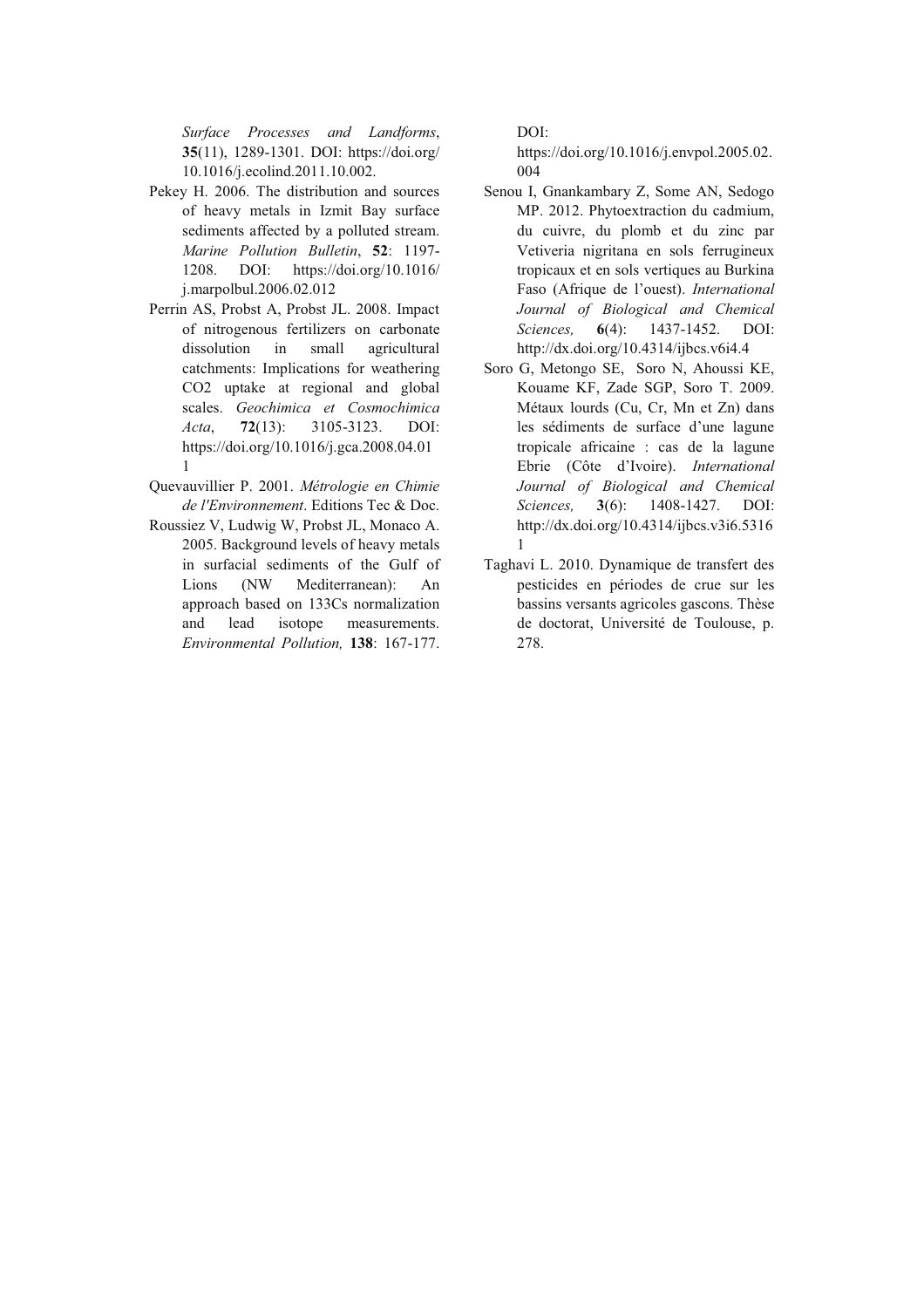*Surface Processes and Landforms*, **35**(11), 1289-1301. DOI: https://doi.org/10.1016/j.ecolind.2011.10.002.

Pekey H. 2006. The distribution and sources of heavy metals in Izmit Bay surface sediments affected by a polluted stream. *Marine Pollution Bulletin*, **52**: 1197-1208. DOI: https://doi.org/10.1016/j.marpolbul.2006.02.012

Perrin AS, Probst A, Probst JL. 2008. Impact of nitrogenous fertilizers on carbonate dissolution in small agricultural catchments: Implications for weathering CO2 uptake at regional and global scales. *Geochimica et Cosmochimica Acta*, **72**(13): 3105-3123. DOI: https://doi.org/10.1016/j.gca.2008.04.011

Quevauvillier P. 2001. *Métrologie en Chimie de l'Environnement*. Editions Tec & Doc.

Roussiez V, Ludwig W, Probst JL, Monaco A. 2005. Background levels of heavy metals in surfacial sediments of the Gulf of Lions (NW Mediterranean): An approach based on 133Cs normalization and lead isotope measurements. *Environmental Pollution,* **138**: 167-177. DOI: https://doi.org/10.1016/j.envpol.2005.02.004

Senou I, Gnankambary Z, Some AN, Sedogo MP. 2012. Phytoextraction du cadmium, du cuivre, du plomb et du zinc par Vetiveria nigritana en sols ferrugineux tropicaux et en sols vertiques au Burkina Faso (Afrique de l'ouest). *International Journal of Biological and Chemical Sciences,* **6**(4): 1437-1452. DOI: http://dx.doi.org/10.4314/ijbcs.v6i4.4

Soro G, Metongo SE, Soro N, Ahoussi KE, Kouame KF, Zade SGP, Soro T. 2009. Métaux lourds (Cu, Cr, Mn et Zn) dans les sédiments de surface d'une lagune tropicale africaine : cas de la lagune Ebrie (Côte d'Ivoire). *International Journal of Biological and Chemical Sciences,* **3**(6): 1408-1427. DOI: http://dx.doi.org/10.4314/ijbcs.v3i6.53161

Taghavi L. 2010. Dynamique de transfert des pesticides en périodes de crue sur les bassins versants agricoles gascons. Thèse de doctorat, Université de Toulouse, p. 278.